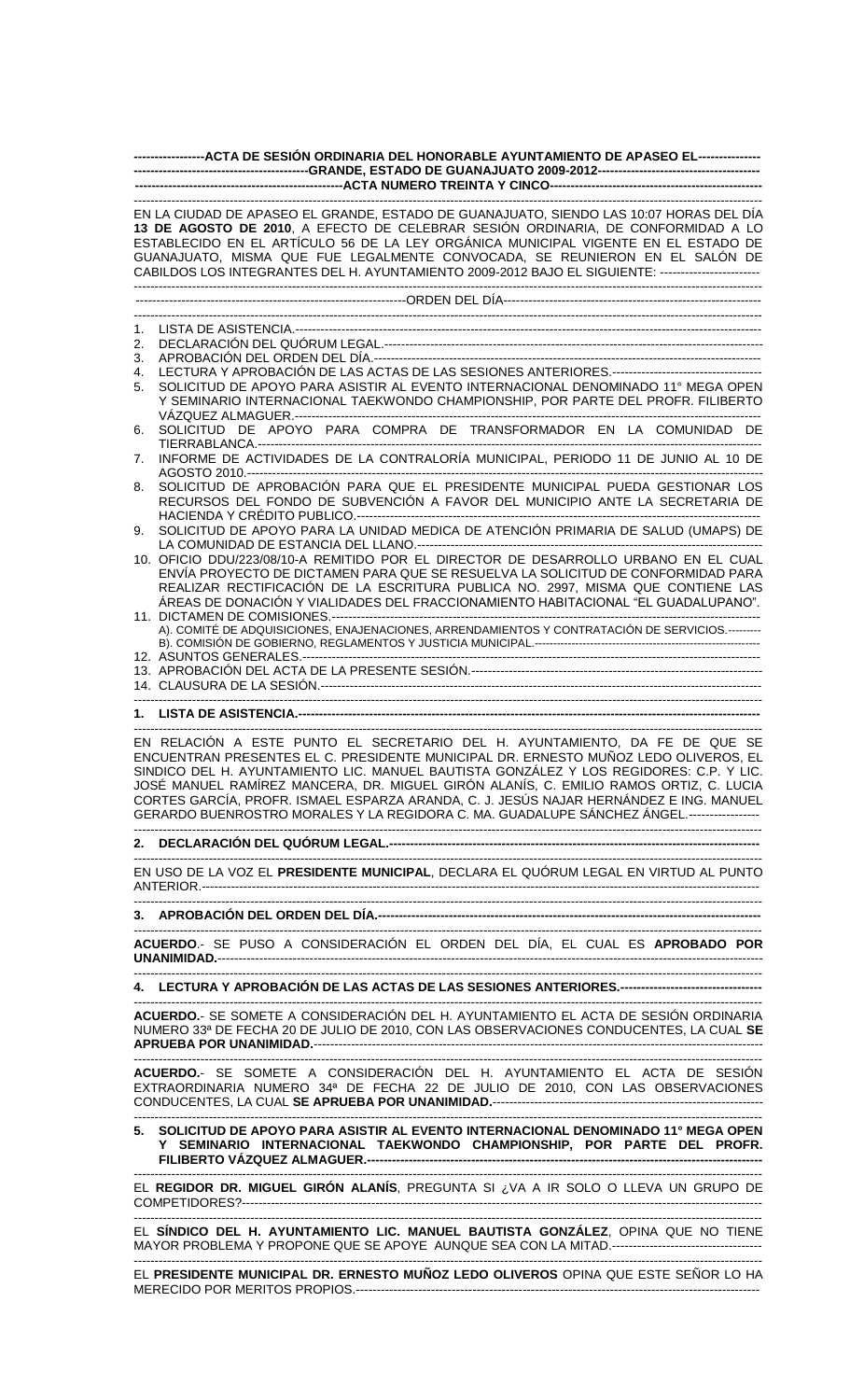**ACTA DE SESIÓN ORDINARIA DEL HONORABLE AYUNTAMIENTO DE APASEO EL GRANDE, ESTADO DE GUANAJUATO 2009-2012**

**ACTA NUMERO TREINTA Y CINCO**

EN LA CIUDAD DE APASEO EL GRANDE, ESTADO DE GUANAJUATO, SIENDO LAS 10:07 HORAS DEL DÍA **13 DE AGOSTO DE 2010**, A EFECTO DE CELEBRAR SESIÓN ORDINARIA, DE CONFORMIDAD A LO ESTABLECIDO EN EL ARTÍCULO 56 DE LA LEY ORGÁNICA MUNICIPAL VIGENTE EN EL ESTADO DE GUANAJUATO, MISMA QUE FUE LEGALMENTE CONVOCADA, SE REUNIERON EN EL SALÓN DE CABILDOS LOS INTEGRANTES DEL H. AYUNTAMIENTO 2009-2012 BAJO EL SIGUIENTE:

ORDEN DEL DÍA

1. LISTA DE ASISTENCIA.
2. DECLARACIÓN DEL QUÓRUM LEGAL.
3. APROBACIÓN DEL ORDEN DEL DÍA.
4. LECTURA Y APROBACIÓN DE LAS ACTAS DE LAS SESIONES ANTERIORES.
5. SOLICITUD DE APOYO PARA ASISTIR AL EVENTO INTERNACIONAL DENOMINADO 11° MEGA OPEN Y SEMINARIO INTERNACIONAL TAEKWONDO CHAMPIONSHIP, POR PARTE DEL PROFR. FILIBERTO VÁZQUEZ ALMAGUER.
6. SOLICITUD DE APOYO PARA COMPRA DE TRANSFORMADOR EN LA COMUNIDAD DE TIERRABLANCA.
7. INFORME DE ACTIVIDADES DE LA CONTRALORÍA MUNICIPAL, PERIODO 11 DE JUNIO AL 10 DE AGOSTO 2010.
8. SOLICITUD DE APROBACIÓN PARA QUE EL PRESIDENTE MUNICIPAL PUEDA GESTIONAR LOS RECURSOS DEL FONDO DE SUBVENCIÓN A FAVOR DEL MUNICIPIO ANTE LA SECRETARIA DE HACIENDA Y CRÉDITO PUBLICO.
9. SOLICITUD DE APOYO PARA LA UNIDAD MEDICA DE ATENCIÓN PRIMARIA DE SALUD (UMAPS) DE LA COMUNIDAD DE ESTANCIA DEL LLANO.
10. OFICIO DDU/223/08/10-A REMITIDO POR EL DIRECTOR DE DESARROLLO URBANO EN EL CUAL ENVÍA PROYECTO DE DICTAMEN PARA QUE SE RESUELVA LA SOLICITUD DE CONFORMIDAD PARA REALIZAR RECTIFICACIÓN DE LA ESCRITURA PUBLICA NO. 2997, MISMA QUE CONTIENE LAS ÁREAS DE DONACIÓN Y VIALIDADES DEL FRACCIONAMIENTO HABITACIONAL "EL GUADALUPANO".
11. DICTAMEN DE COMISIONES.
    A). COMITÉ DE ADQUISICIONES, ENAJENACIONES, ARRENDAMIENTOS Y CONTRATACIÓN DE SERVICIOS.
    B). COMISIÓN DE GOBIERNO, REGLAMENTOS Y JUSTICIA MUNICIPAL.
12. ASUNTOS GENERALES.
13. APROBACIÓN DEL ACTA DE LA PRESENTE SESIÓN.
14. CLAUSURA DE LA SESIÓN.

**1. LISTA DE ASISTENCIA.**

EN RELACIÓN A ESTE PUNTO EL SECRETARIO DEL H. AYUNTAMIENTO, DA FE DE QUE SE ENCUENTRAN PRESENTES EL C. PRESIDENTE MUNICIPAL DR. ERNESTO MUÑOZ LEDO OLIVEROS, EL SINDICO DEL H. AYUNTAMIENTO LIC. MANUEL BAUTISTA GONZÁLEZ Y LOS REGIDORES: C.P. Y LIC. JOSÉ MANUEL RAMÍREZ MANCERA, DR. MIGUEL GIRÓN ALANÍS, C. EMILIO RAMOS ORTIZ, C. LUCIA CORTES GARCÍA, PROFR. ISMAEL ESPARZA ARANDA, C. J. JESÚS NAJAR HERNÁNDEZ E ING. MANUEL GERARDO BUENROSTRO MORALES Y LA REGIDORA C. MA. GUADALUPE SÁNCHEZ ÁNGEL.

**2. DECLARACIÓN DEL QUÓRUM LEGAL.**

EN USO DE LA VOZ EL **PRESIDENTE MUNICIPAL**, DECLARA EL QUÓRUM LEGAL EN VIRTUD AL PUNTO ANTERIOR.

**3. APROBACIÓN DEL ORDEN DEL DÍA.**

**ACUERDO**.- SE PUSO A CONSIDERACIÓN EL ORDEN DEL DÍA, EL CUAL ES **APROBADO POR UNANIMIDAD.**

**4. LECTURA Y APROBACIÓN DE LAS ACTAS DE LAS SESIONES ANTERIORES.**

**ACUERDO.**- SE SOMETE A CONSIDERACIÓN DEL H. AYUNTAMIENTO EL ACTA DE SESIÓN ORDINARIA NUMERO 33ª DE FECHA 20 DE JULIO DE 2010, CON LAS OBSERVACIONES CONDUCENTES, LA CUAL **SE APRUEBA POR UNANIMIDAD.**

**ACUERDO.**- SE SOMETE A CONSIDERACIÓN DEL H. AYUNTAMIENTO EL ACTA DE SESIÓN EXTRAORDINARIA NUMERO 34ª DE FECHA 22 DE JULIO DE 2010, CON LAS OBSERVACIONES CONDUCENTES, LA CUAL **SE APRUEBA POR UNANIMIDAD.**

**5. SOLICITUD DE APOYO PARA ASISTIR AL EVENTO INTERNACIONAL DENOMINADO 11° MEGA OPEN Y SEMINARIO INTERNACIONAL TAEKWONDO CHAMPIONSHIP, POR PARTE DEL PROFR. FILIBERTO VÁZQUEZ ALMAGUER.**

EL **REGIDOR DR. MIGUEL GIRÓN ALANÍS**, PREGUNTA SI ¿VA A IR SOLO O LLEVA UN GRUPO DE COMPETIDORES?

EL **SÍNDICO DEL H. AYUNTAMIENTO LIC. MANUEL BAUTISTA GONZÁLEZ**, OPINA QUE NO TIENE MAYOR PROBLEMA Y PROPONE QUE SE APOYE AUNQUE SEA CON LA MITAD.

EL **PRESIDENTE MUNICIPAL DR. ERNESTO MUÑOZ LEDO OLIVEROS** OPINA QUE ESTE SEÑOR LO HA MERECIDO POR MERITOS PROPIOS.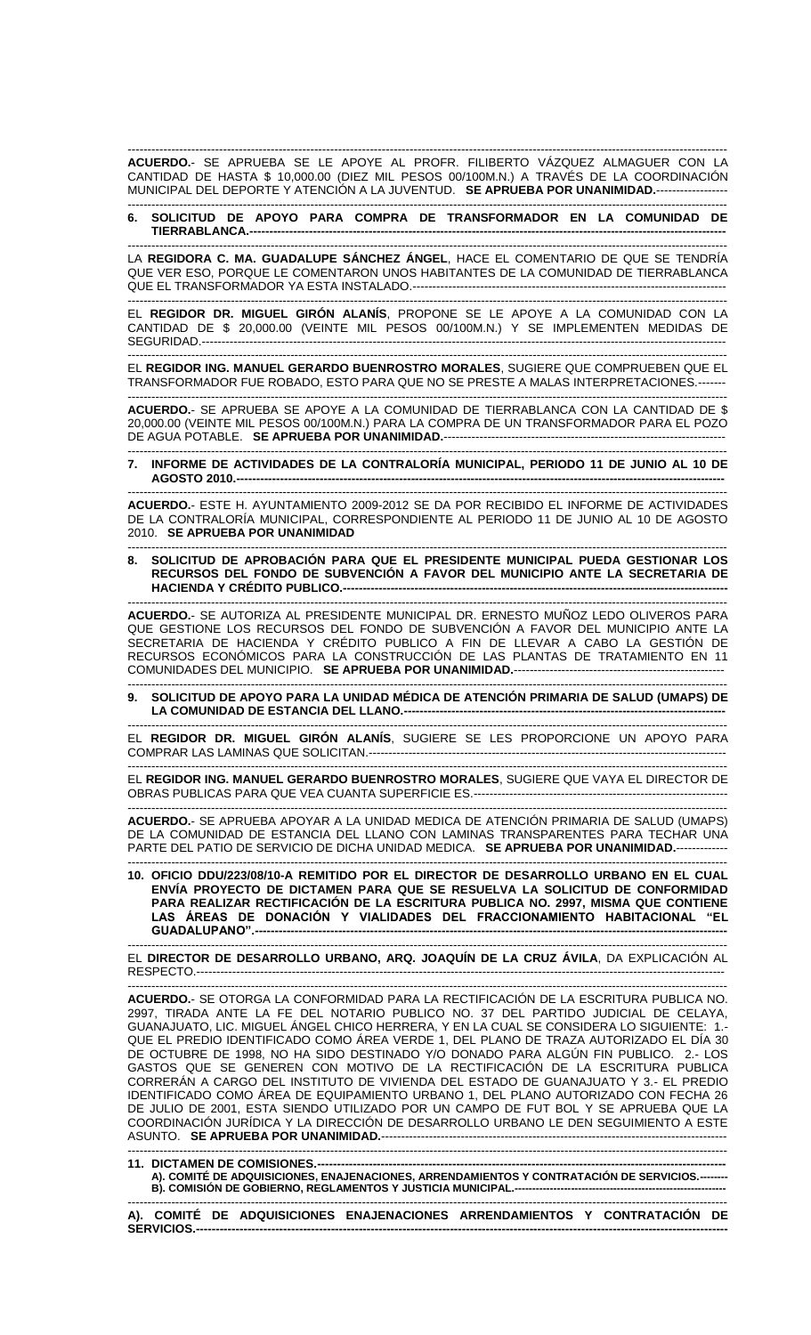**ACUERDO**.- SE APRUEBA SE LE APOYE AL PROFR. FILIBERTO VÁZQUEZ ALMAGUER CON LA CANTIDAD DE HASTA $ 10,000.00 (DIEZ MIL PESOS 00/100M.N.) A TRAVÉS DE LA COORDINACIÓN MUNICIPAL DEL DEPORTE Y ATENCIÓN A LA JUVENTUD. **SE APRUEBA POR UNANIMIDAD.**------------------

**6. SOLICITUD DE APOYO PARA COMPRA DE TRANSFORMADOR EN LA COMUNIDAD DE TIERRABLANCA.**---

LA **REGIDORA C. MA. GUADALUPE SÁNCHEZ ÁNGEL**, HACE EL COMENTARIO DE QUE SE TENDRÍA QUE VER ESO, PORQUE LE COMENTARON UNOS HABITANTES DE LA COMUNIDAD DE TIERRABLANCA QUE EL TRANSFORMADOR YA ESTA INSTALADO.---

EL **REGIDOR DR. MIGUEL GIRÓN ALANÍS**, PROPONE SE LE APOYE A LA COMUNIDAD CON LA CANTIDAD DE $ 20,000.00 (VEINTE MIL PESOS 00/100M.N.) Y SE IMPLEMENTEN MEDIDAS DE SEGURIDAD.---

EL **REGIDOR ING. MANUEL GERARDO BUENROSTRO MORALES**, SUGIERE QUE COMPRUEBEN QUE EL TRANSFORMADOR FUE ROBADO, ESTO PARA QUE NO SE PRESTE A MALAS INTERPRETACIONES.-------

**ACUERDO**.- SE APRUEBA SE APOYE A LA COMUNIDAD DE TIERRABLANCA CON LA CANTIDAD DE $ 20,000.00 (VEINTE MIL PESOS 00/100M.N.) PARA LA COMPRA DE UN TRANSFORMADOR PARA EL POZO DE AGUA POTABLE. **SE APRUEBA POR UNANIMIDAD.**---

**7. INFORME DE ACTIVIDADES DE LA CONTRALORÍA MUNICIPAL, PERIODO 11 DE JUNIO AL 10 DE AGOSTO 2010.**---

**ACUERDO**.- ESTE H. AYUNTAMIENTO 2009-2012 SE DA POR RECIBIDO EL INFORME DE ACTIVIDADES DE LA CONTRALORÍA MUNICIPAL, CORRESPONDIENTE AL PERIODO 11 DE JUNIO AL 10 DE AGOSTO 2010. **SE APRUEBA POR UNANIMIDAD**

**8. SOLICITUD DE APROBACIÓN PARA QUE EL PRESIDENTE MUNICIPAL PUEDA GESTIONAR LOS RECURSOS DEL FONDO DE SUBVENCIÓN A FAVOR DEL MUNICIPIO ANTE LA SECRETARIA DE HACIENDA Y CRÉDITO PUBLICO.**---

**ACUERDO**.- SE AUTORIZA AL PRESIDENTE MUNICIPAL DR. ERNESTO MUÑOZ LEDO OLIVEROS PARA QUE GESTIONE LOS RECURSOS DEL FONDO DE SUBVENCIÓN A FAVOR DEL MUNICIPIO ANTE LA SECRETARIA DE HACIENDA Y CRÉDITO PUBLICO A FIN DE LLEVAR A CABO LA GESTIÓN DE RECURSOS ECONÓMICOS PARA LA CONSTRUCCIÓN DE LAS PLANTAS DE TRATAMIENTO EN 11 COMUNIDADES DEL MUNICIPIO. **SE APRUEBA POR UNANIMIDAD.**---

**9. SOLICITUD DE APOYO PARA LA UNIDAD MÉDICA DE ATENCIÓN PRIMARIA DE SALUD (UMAPS) DE LA COMUNIDAD DE ESTANCIA DEL LLANO.**---

EL **REGIDOR DR. MIGUEL GIRÓN ALANÍS**, SUGIERE SE LES PROPORCIONE UN APOYO PARA COMPRAR LAS LAMINAS QUE SOLICITAN.---

EL **REGIDOR ING. MANUEL GERARDO BUENROSTRO MORALES**, SUGIERE QUE VAYA EL DIRECTOR DE OBRAS PUBLICAS PARA QUE VEA CUANTA SUPERFICIE ES.---

**ACUERDO**.- SE APRUEBA APOYAR A LA UNIDAD MEDICA DE ATENCIÓN PRIMARIA DE SALUD (UMAPS) DE LA COMUNIDAD DE ESTANCIA DEL LLANO CON LAMINAS TRANSPARENTES PARA TECHAR UNA PARTE DEL PATIO DE SERVICIO DE DICHA UNIDAD MEDICA. **SE APRUEBA POR UNANIMIDAD.**-------------

**10. OFICIO DDU/223/08/10-A REMITIDO POR EL DIRECTOR DE DESARROLLO URBANO EN EL CUAL ENVÍA PROYECTO DE DICTAMEN PARA QUE SE RESUELVA LA SOLICITUD DE CONFORMIDAD PARA REALIZAR RECTIFICACIÓN DE LA ESCRITURA PUBLICA NO. 2997, MISMA QUE CONTIENE LAS ÁREAS DE DONACIÓN Y VIALIDADES DEL FRACCIONAMIENTO HABITACIONAL "EL GUADALUPANO".**---

EL **DIRECTOR DE DESARROLLO URBANO, ARQ. JOAQUÍN DE LA CRUZ ÁVILA**, DA EXPLICACIÓN AL RESPECTO.---

**ACUERDO**.- SE OTORGA LA CONFORMIDAD PARA LA RECTIFICACIÓN DE LA ESCRITURA PUBLICA NO. 2997, TIRADA ANTE LA FE DEL NOTARIO PUBLICO NO. 37 DEL PARTIDO JUDICIAL DE CELAYA, GUANAJUATO, LIC. MIGUEL ÁNGEL CHICO HERRERA, Y EN LA CUAL SE CONSIDERA LO SIGUIENTE: 1.- QUE EL PREDIO IDENTIFICADO COMO ÁREA VERDE 1, DEL PLANO DE TRAZA AUTORIZADO EL DÍA 30 DE OCTUBRE DE 1998, NO HA SIDO DESTINADO Y/O DONADO PARA ALGÚN FIN PUBLICO. 2.- LOS GASTOS QUE SE GENEREN CON MOTIVO DE LA RECTIFICACIÓN DE LA ESCRITURA PUBLICA CORRERÁN A CARGO DEL INSTITUTO DE VIVIENDA DEL ESTADO DE GUANAJUATO Y 3.- EL PREDIO IDENTIFICADO COMO ÁREA DE EQUIPAMIENTO URBANO 1, DEL PLANO AUTORIZADO CON FECHA 26 DE JULIO DE 2001, ESTA SIENDO UTILIZADO POR UN CAMPO DE FUT BOL Y SE APRUEBA QUE LA COORDINACIÓN JURÍDICA Y LA DIRECCIÓN DE DESARROLLO URBANO LE DEN SEGUIMIENTO A ESTE ASUNTO. **SE APRUEBA POR UNANIMIDAD.**---

**11. DICTAMEN DE COMISIONES.**---
**A). COMITÉ DE ADQUISICIONES, ENAJENACIONES, ARRENDAMIENTOS Y CONTRATACIÓN DE SERVICIOS.**--------
**B). COMISIÓN DE GOBIERNO, REGLAMENTOS Y JUSTICIA MUNICIPAL.**---

**A). COMITÉ DE ADQUISICIONES ENAJENACIONES ARRENDAMIENTOS Y CONTRATACIÓN DE SERVICIOS.**---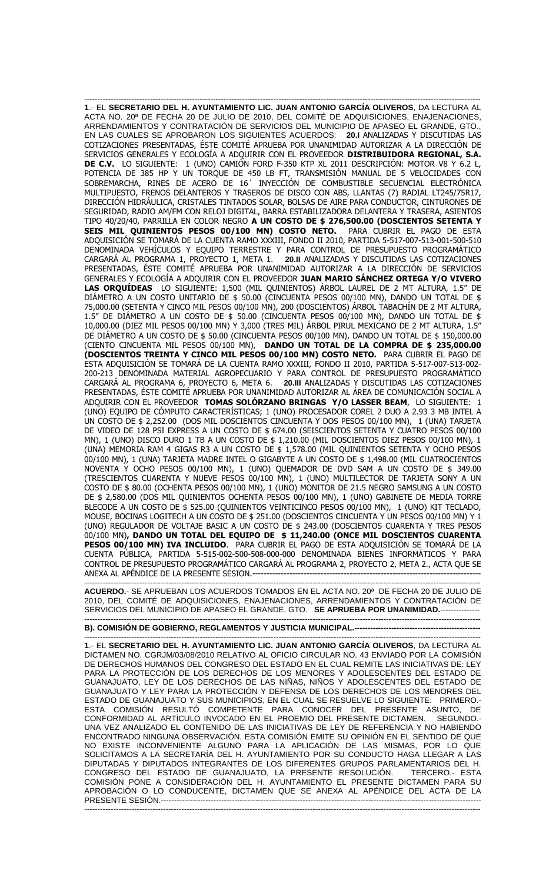**1**.- EL **SECRETARIO DEL H. AYUNTAMIENTO LIC. JUAN ANTONIO GARCÍA OLIVEROS**, DA LECTURA AL ACTA NO. 20ª DE FECHA 20 DE JULIO DE 2010, DEL COMITÉ DE ADQUISICIONES, ENAJENACIONES, ARRENDAMIENTOS Y CONTRATACIÓN DE SERVICIOS DEL MUNICIPIO DE APASEO EL GRANDE, GTO., EN LAS CUALES SE APROBARON LOS SIGUIENTES ACUERDOS: **20.I** ANALIZADAS Y DISCUTIDAS LAS COTIZACIONES PRESENTADAS, ÉSTE COMITÉ APRUEBA POR UNANIMIDAD AUTORIZAR A LA DIRECCIÓN DE SERVICIOS GENERALES Y ECOLOGÍA A ADQUIRIR CON EL PROVEEDOR **DISTRIBUIDORA REGIONAL, S.A. DE C.V.** LO SIGUIENTE: 1 (UNO) CAMIÓN FORD F-350 KTP XL 2011 DESCRIPCIÓN: MOTOR V8 Y 6.2 L, POTENCIA DE 385 HP Y UN TORQUE DE 450 LB FT, TRANSMISIÓN MANUAL DE 5 VELOCIDADES CON SOBREMARCHA, RINES DE ACERO DE 16´ INYECCIÓN DE COMBUSTIBLE SECUENCIAL ELECTRÓNICA MULTIPUESTO, FRENOS DELANTEROS Y TRASEROS DE DISCO CON ABS, LLANTAS (7) RADIAL LT245/75R17, DIRECCIÓN HIDRÁULICA, CRISTALES TINTADOS SOLAR, BOLSAS DE AIRE PARA CONDUCTOR, CINTURONES DE SEGURIDAD, RADIO AM/FM CON RELOJ DIGITAL, BARRA ESTABILIZADORA DELANTERA Y TRASERA, ASIENTOS TIPO 40/20/40, PARRILLA EN COLOR NEGRO **A UN COSTO DE $ 276,500.00 (DOSCIENTOS SETENTA Y SEIS MIL QUINIENTOS PESOS 00/100 MN) COSTO NETO.** PARA CUBRIR EL PAGO DE ESTA ADQUISICIÓN SE TOMARÁ DE LA CUENTA RAMO XXXIII, FONDO II 2010, PARTIDA 5-517-007-513-001-500-510 DENOMINADA VEHÍCULOS Y EQUIPO TERRESTRE Y PARA CONTROL DE PRESUPUESTO PROGRAMÁTICO CARGARÁ AL PROGRAMA 1, PROYECTO 1, META 1. **20.II** ANALIZADAS Y DISCUTIDAS LAS COTIZACIONES PRESENTADAS, ÉSTE COMITÉ APRUEBA POR UNANIMIDAD AUTORIZAR A LA DIRECCIÓN DE SERVICIOS GENERALES Y ECOLOGÍA A ADQUIRIR CON EL PROVEEDOR **JUAN MARIO SÁNCHEZ ORTEGA Y/O VIVERO LAS ORQUÍDEAS** LO SIGUIENTE: 1,500 (MIL QUINIENTOS) ÁRBOL LAUREL DE 2 MT ALTURA, 1.5" DE DIÁMETRO A UN COSTO UNITARIO DE $ 50.00 (CINCUENTA PESOS 00/100 MN), DANDO UN TOTAL DE $ 75,000.00 (SETENTA Y CINCO MIL PESOS 00/100 MN), 200 (DOSCIENTOS) ÁRBOL TABACHÍN DE 2 MT ALTURA, 1.5" DE DIÁMETRO A UN COSTO DE $ 50.00 (CINCUENTA PESOS 00/100 MN), DANDO UN TOTAL DE $ 10,000.00 (DIEZ MIL PESOS 00/100 MN) Y 3,000 (TRES MIL) ÁRBOL PIRUL MEXICANO DE 2 MT ALTURA, 1.5" DE DIÁMETRO A UN COSTO DE $ 50.00 (CINCUENTA PESOS 00/100 MN), DANDO UN TOTAL DE $ 150,000.00 (CIENTO CINCUENTA MIL PESOS 00/100 MN), **DANDO UN TOTAL DE LA COMPRA DE $ 235,000.00 (DOSCIENTOS TREINTA Y CINCO MIL PESOS 00/100 MN) COSTO NETO.** PARA CUBRIR EL PAGO DE ESTA ADQUISICIÓN SE TOMARÁ DE LA CUENTA RAMO XXXIII, FONDO II 2010, PARTIDA 5-517-007-513-002-200-213 DENOMINADA MATERIAL AGROPECUARIO Y PARA CONTROL DE PRESUPUESTO PROGRAMÁTICO CARGARÁ AL PROGRAMA 6, PROYECTO 6, META 6. **20.III** ANALIZADAS Y DISCUTIDAS LAS COTIZACIONES PRESENTADAS, ÉSTE COMITÉ APRUEBA POR UNANIMIDAD AUTORIZAR AL ÁREA DE COMUNICACIÓN SOCIAL A ADQUIRIR CON EL PROVEEDOR **TOMAS SOLÓRZANO BRINGAS Y/O LASSER BEAM**, LO SIGUIENTE: 1 (UNO) EQUIPO DE CÓMPUTO CARACTERÍSTICAS; 1 (UNO) PROCESADOR COREL 2 DUO A 2.93 3 MB INTEL A UN COSTO DE $ 2,252.00 (DOS MIL DOSCIENTOS CINCUENTA Y DOS PESOS 00/100 MN), 1 (UNA) TARJETA DE VIDEO DE 128 PSI EXPRESS A UN COSTO DE $ 674.00 (SEISCIENTOS SETENTA Y CUATRO PESOS 00/100 MN), 1 (UNO) DISCO DURO 1 TB A UN COSTO DE $ 1,210.00 (MIL DOSCIENTOS DIEZ PESOS 00/100 MN), 1 (UNA) MEMORIA RAM 4 GIGAS R3 A UN COSTO DE $ 1,578.00 (MIL QUINIENTOS SETENTA Y OCHO PESOS 00/100 MN), 1 (UNA) TARJETA MADRE INTEL O GIGABYTE A UN COSTO DE $ 1,498.00 (MIL CUATROCIENTOS NOVENTA Y OCHO PESOS 00/100 MN), 1 (UNO) QUEMADOR DE DVD SAM A UN COSTO DE $ 349.00 (TRESCIENTOS CUARENTA Y NUEVE PESOS 00/100 MN), 1 (UNO) MULTILECTOR DE TARJETA SONY A UN COSTO DE $ 80.00 (OCHENTA PESOS 00/100 MN), 1 (UNO) MONITOR DE 21.5 NEGRO SAMSUNG A UN COSTO DE $ 2,580.00 (DOS MIL QUINIENTOS OCHENTA PESOS 00/100 MN), 1 (UNO) GABINETE DE MEDIA TORRE BLECODE A UN COSTO DE $ 525.00 (QUINIENTOS VEINTICINCO PESOS 00/100 MN), 1 (UNO) KIT TECLADO, MOUSE, BOCINAS LOGITECH A UN COSTO DE $ 251.00 (DOSCIENTOS CINCUENTA Y UN PESOS 00/100 MN) Y 1 (UNO) REGULADOR DE VOLTAJE BASIC A UN COSTO DE $ 243.00 (DOSCIENTOS CUARENTA Y TRES PESOS 00/100 MN)**, DANDO UN TOTAL DEL EQUIPO DE $ 11,240.00 (ONCE MIL DOSCIENTOS CUARENTA PESOS 00/100 MN) IVA INCLUIDO**. PARA CUBRIR EL PAGO DE ESTA ADQUISICIÓN SE TOMARÁ DE LA CUENTA PÚBLICA, PARTIDA 5-515-002-500-508-000-000 DENOMINADA BIENES INFORMÁTICOS Y PARA CONTROL DE PRESUPUESTO PROGRAMÁTICO CARGARÁ AL PROGRAMA 2, PROYECTO 2, META 2., ACTA QUE SE ANEXA AL APÉNDICE DE LA PRESENTE SESION.----------------------------------------------------------------------------------

**ACUERDO.**- SE APRUEBAN LOS ACUERDOS TOMADOS EN EL ACTA NO. 20ª DE FECHA 20 DE JULIO DE 2010, DEL COMITÉ DE ADQUISICIONES, ENAJENACIONES, ARRENDAMIENTOS Y CONTRATACIÓN DE SERVICIOS DEL MUNICIPIO DE APASEO EL GRANDE, GTO. **SE APRUEBA POR UNANIMIDAD.**---------------

**B). COMISIÓN DE GOBIERNO, REGLAMENTOS Y JUSTICIA MUNICIPAL.-------------------------------------------------**

**1**.- EL **SECRETARIO DEL H. AYUNTAMIENTO LIC. JUAN ANTONIO GARCÍA OLIVEROS**, DA LECTURA AL DICTAMEN NO. CGRJM/03/08/2010 RELATIVO AL OFICIO CIRCULAR NO. 43 ENVIADO POR LA COMISIÓN DE DERECHOS HUMANOS DEL CONGRESO DEL ESTADO EN EL CUAL REMITE LAS INICIATIVAS DE: LEY PARA LA PROTECCIÓN DE LOS DERECHOS DE LOS MENORES Y ADOLESCENTES DEL ESTADO DE GUANAJUATO, LEY DE LOS DERECHOS DE LAS NIÑAS, NIÑOS Y ADOLESCENTES DEL ESTADO DE GUANAJUATO Y LEY PARA LA PROTECCIÓN Y DEFENSA DE LOS DERECHOS DE LOS MENORES DEL ESTADO DE GUANAJUATO Y SUS MUNICIPIOS, EN EL CUAL SE RESUELVE LO SIGUIENTE: PRIMERO.- ESTA COMISIÓN RESULTÓ COMPETENTE PARA CONOCER DEL PRESENTE ASUNTO, DE CONFORMIDAD AL ARTÍCULO INVOCADO EN EL PROEMIO DEL PRESENTE DICTAMEN. SEGUNDO.- UNA VEZ ANALIZADO EL CONTENIDO DE LAS INICIATIVAS DE LEY DE REFERENCIA Y NO HABIENDO ENCONTRADO NINGUNA OBSERVACIÓN, ESTA COMISIÓN EMITE SU OPINIÓN EN EL SENTIDO DE QUE NO EXISTE INCONVENIENTE ALGUNO PARA LA APLICACIÓN DE LAS MISMAS, POR LO QUE SOLICITAMOS A LA SECRETARÍA DEL H. AYUNTAMIENTO POR SU CONDUCTO HAGA LLEGAR A LAS DIPUTADAS Y DIPUTADOS INTEGRANTES DE LOS DIFERENTES GRUPOS PARLAMENTARIOS DEL H. CONGRESO DEL ESTADO DE GUANAJUATO, LA PRESENTE RESOLUCIÓN. TERCERO.- ESTA COMISIÓN PONE A CONSIDERACIÓN DEL H. AYUNTAMIENTO EL PRESENTE DICTAMEN PARA SU APROBACIÓN O LO CONDUCENTE, DICTAMEN QUE SE ANEXA AL APÉNDICE DEL ACTA DE LA PRESENTE SESIÓN.--------------------------------------------------------------------------------------------------------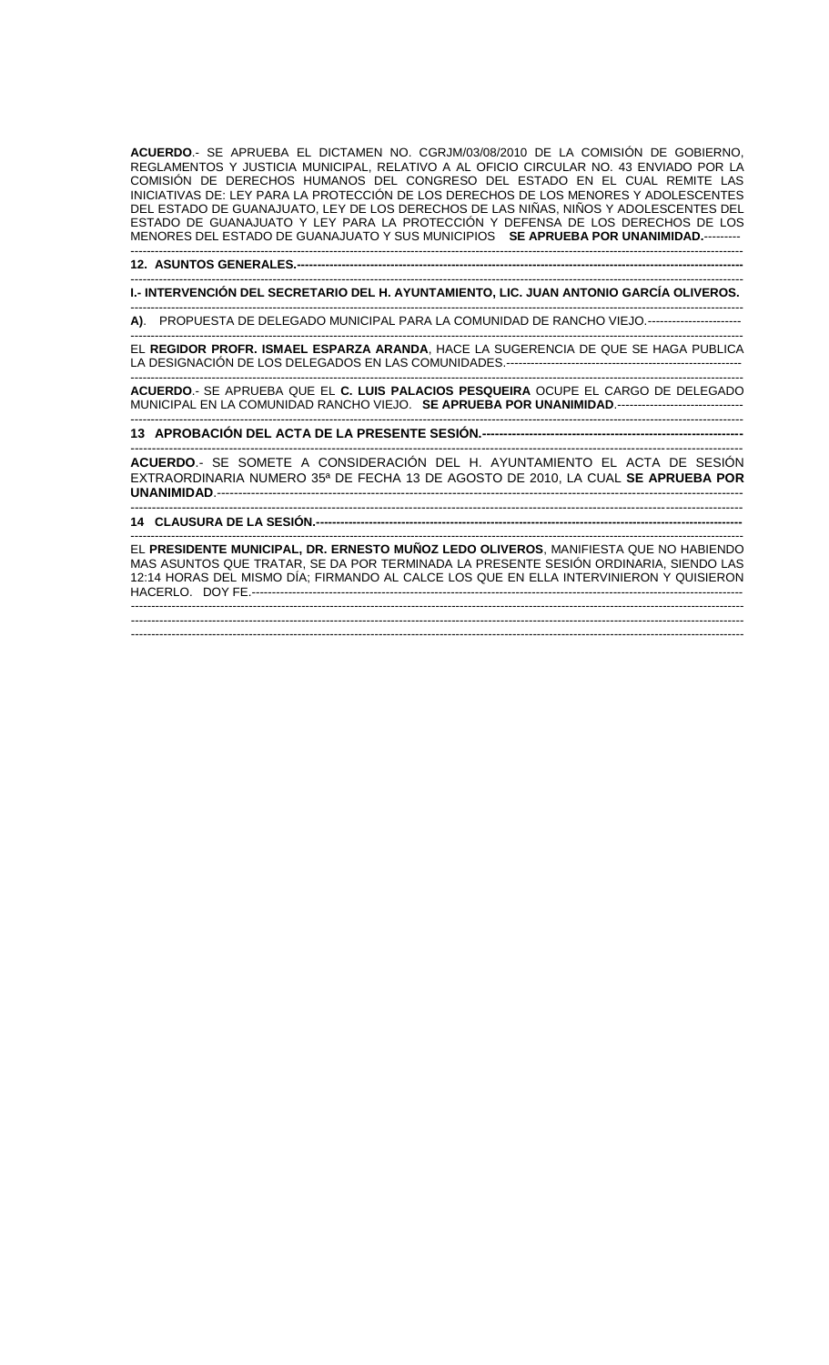**ACUERDO**.- SE APRUEBA EL DICTAMEN NO. CGRJM/03/08/2010 DE LA COMISIÓN DE GOBIERNO, REGLAMENTOS Y JUSTICIA MUNICIPAL, RELATIVO A AL OFICIO CIRCULAR NO. 43 ENVIADO POR LA COMISIÓN DE DERECHOS HUMANOS DEL CONGRESO DEL ESTADO EN EL CUAL REMITE LAS INICIATIVAS DE: LEY PARA LA PROTECCIÓN DE LOS DERECHOS DE LOS MENORES Y ADOLESCENTES DEL ESTADO DE GUANAJUATO, LEY DE LOS DERECHOS DE LAS NIÑAS, NIÑOS Y ADOLESCENTES DEL ESTADO DE GUANAJUATO Y LEY PARA LA PROTECCIÓN Y DEFENSA DE LOS DERECHOS DE LOS MENORES DEL ESTADO DE GUANAJUATO Y SUS MUNICIPIOS **SE APRUEBA POR UNANIMIDAD.**---------

---

**12. ASUNTOS GENERALES.---------------------------------------------------------------------------------------------------------**

---

**I.- INTERVENCIÓN DEL SECRETARIO DEL H. AYUNTAMIENTO, LIC. JUAN ANTONIO GARCÍA OLIVEROS.**

---

**A)**. PROPUESTA DE DELEGADO MUNICIPAL PARA LA COMUNIDAD DE RANCHO VIEJO.-----------------------

---

EL **REGIDOR PROFR. ISMAEL ESPARZA ARANDA**, HACE LA SUGERENCIA DE QUE SE HAGA PUBLICA LA DESIGNACIÓN DE LOS DELEGADOS EN LAS COMUNIDADES.---------------------------------------------------------

---

**ACUERDO**.- SE APRUEBA QUE EL **C. LUIS PALACIOS PESQUEIRA** OCUPE EL CARGO DE DELEGADO MUNICIPAL EN LA COMUNIDAD RANCHO VIEJO. **SE APRUEBA POR UNANIMIDAD**.------------------------------

---

**13 APROBACIÓN DEL ACTA DE LA PRESENTE SESIÓN.-------------------------------------------------------------**

---

**ACUERDO**.- SE SOMETE A CONSIDERACIÓN DEL H. AYUNTAMIENTO EL ACTA DE SESIÓN EXTRAORDINARIA NUMERO 35ª DE FECHA 13 DE AGOSTO DE 2010, LA CUAL **SE APRUEBA POR UNANIMIDAD**.---------------------------------------------------------------------------------------------------------------------------

---

**14 CLAUSURA DE LA SESIÓN.-------------------------------------------------------------------------------------------------**

---

EL **PRESIDENTE MUNICIPAL, DR. ERNESTO MUÑOZ LEDO OLIVEROS**, MANIFIESTA QUE NO HABIENDO MAS ASUNTOS QUE TRATAR, SE DA POR TERMINADA LA PRESENTE SESIÓN ORDINARIA, SIENDO LAS 12:14 HORAS DEL MISMO DÍA; FIRMANDO AL CALCE LOS QUE EN ELLA INTERVINIERON Y QUISIERON HACERLO. DOY FE.---------------------------------------------------------------------------------------------------------------

---

---

---